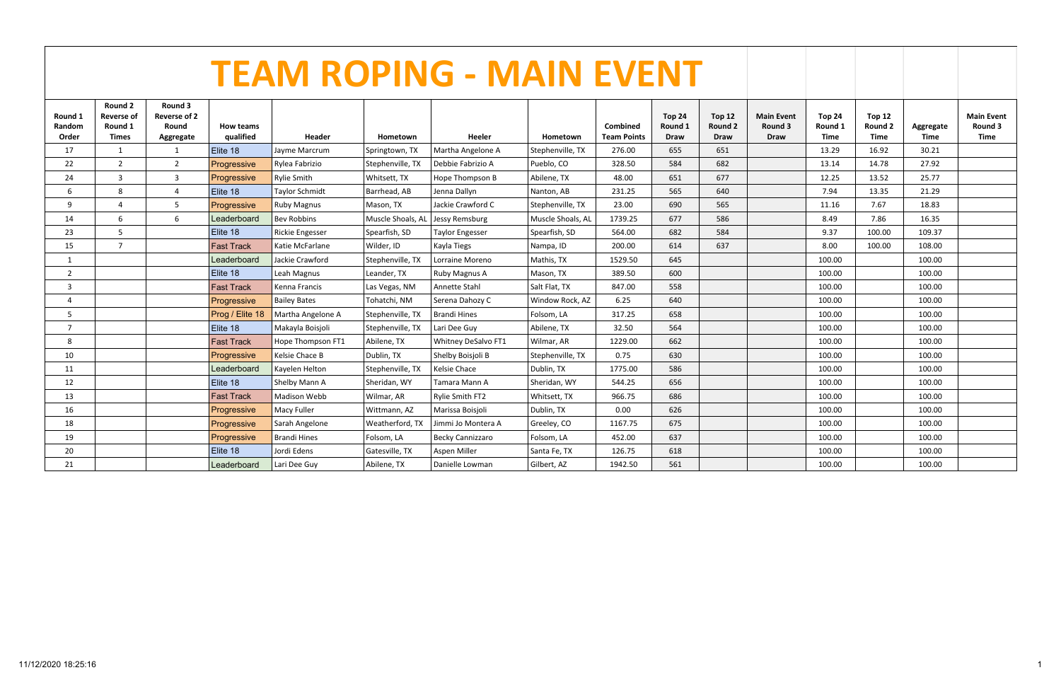# TEAM ROPING - MAIN EVENT

| Round 1 Random Order | Round 2 Reverse of Round 1 Times | Round 3 Reverse of 2 Round Aggregate | How teams qualified | Header | Hometown | Heeler | Hometown | Combined Team Points | Top 24 Round 1 Draw | Top 12 Round 2 Draw | Main Event Round 3 Draw | Top 24 Round 1 Time | Top 12 Round 2 Time | Aggregate Time | Main Event Round 3 Time |
|---|---|---|---|---|---|---|---|---|---|---|---|---|---|---|---|
| 17 | 1 | 1 | Elite 18 | Jayme Marcrum | Springtown, TX | Martha Angelone A | Stephenville, TX | 276.00 | 655 | 651 | | 13.29 | 16.92 | 30.21 | |
| 22 | 2 | 2 | Progressive | Rylea Fabrizio | Stephenville, TX | Debbie Fabrizio A | Pueblo, CO | 328.50 | 584 | 682 | | 13.14 | 14.78 | 27.92 | |
| 24 | 3 | 3 | Progressive | Rylie Smith | Whitsett, TX | Hope Thompson B | Abilene, TX | 48.00 | 651 | 677 | | 12.25 | 13.52 | 25.77 | |
| 6 | 8 | 4 | Elite 18 | Taylor Schmidt | Barrhead, AB | Jenna Dallyn | Nanton, AB | 231.25 | 565 | 640 | | 7.94 | 13.35 | 21.29 | |
| 9 | 4 | 5 | Progressive | Ruby Magnus | Mason, TX | Jackie Crawford C | Stephenville, TX | 23.00 | 690 | 565 | | 11.16 | 7.67 | 18.83 | |
| 14 | 6 | 6 | Leaderboard | Bev Robbins | Muscle Shoals, AL | Jessy Remsburg | Muscle Shoals, AL | 1739.25 | 677 | 586 | | 8.49 | 7.86 | 16.35 | |
| 23 | 5 | | Elite 18 | Rickie Engesser | Spearfish, SD | Taylor Engesser | Spearfish, SD | 564.00 | 682 | 584 | | 9.37 | 100.00 | 109.37 | |
| 15 | 7 | | Fast Track | Katie McFarlane | Wilder, ID | Kayla Tiegs | Nampa, ID | 200.00 | 614 | 637 | | 8.00 | 100.00 | 108.00 | |
| 1 | | | Leaderboard | Jackie Crawford | Stephenville, TX | Lorraine Moreno | Mathis, TX | 1529.50 | 645 | | | 100.00 | | 100.00 | |
| 2 | | | Elite 18 | Leah Magnus | Leander, TX | Ruby Magnus A | Mason, TX | 389.50 | 600 | | | 100.00 | | 100.00 | |
| 3 | | | Fast Track | Kenna Francis | Las Vegas, NM | Annette Stahl | Salt Flat, TX | 847.00 | 558 | | | 100.00 | | 100.00 | |
| 4 | | | Progressive | Bailey Bates | Tohatchi, NM | Serena Dahozy C | Window Rock, AZ | 6.25 | 640 | | | 100.00 | | 100.00 | |
| 5 | | | Prog / Elite 18 | Martha Angelone A | Stephenville, TX | Brandi Hines | Folsom, LA | 317.25 | 658 | | | 100.00 | | 100.00 | |
| 7 | | | Elite 18 | Makayla Boisjoli | Stephenville, TX | Lari Dee Guy | Abilene, TX | 32.50 | 564 | | | 100.00 | | 100.00 | |
| 8 | | | Fast Track | Hope Thompson FT1 | Abilene, TX | Whitney DeSalvo FT1 | Wilmar, AR | 1229.00 | 662 | | | 100.00 | | 100.00 | |
| 10 | | | Progressive | Kelsie Chace B | Dublin, TX | Shelby Boisjoli B | Stephenville, TX | 0.75 | 630 | | | 100.00 | | 100.00 | |
| 11 | | | Leaderboard | Kayelen Helton | Stephenville, TX | Kelsie Chace | Dublin, TX | 1775.00 | 586 | | | 100.00 | | 100.00 | |
| 12 | | | Elite 18 | Shelby Mann A | Sheridan, WY | Tamara Mann A | Sheridan, WY | 544.25 | 656 | | | 100.00 | | 100.00 | |
| 13 | | | Fast Track | Madison Webb | Wilmar, AR | Rylie Smith FT2 | Whitsett, TX | 966.75 | 686 | | | 100.00 | | 100.00 | |
| 16 | | | Progressive | Macy Fuller | Wittmann, AZ | Marissa Boisjoli | Dublin, TX | 0.00 | 626 | | | 100.00 | | 100.00 | |
| 18 | | | Progressive | Sarah Angelone | Weatherford, TX | Jimmi Jo Montera A | Greeley, CO | 1167.75 | 675 | | | 100.00 | | 100.00 | |
| 19 | | | Progressive | Brandi Hines | Folsom, LA | Becky Cannizzaro | Folsom, LA | 452.00 | 637 | | | 100.00 | | 100.00 | |
| 20 | | | Elite 18 | Jordi Edens | Gatesville, TX | Aspen Miller | Santa Fe, TX | 126.75 | 618 | | | 100.00 | | 100.00 | |
| 21 | | | Leaderboard | Lari Dee Guy | Abilene, TX | Danielle Lowman | Gilbert, AZ | 1942.50 | 561 | | | 100.00 | | 100.00 | |

11/12/2020 18:25:16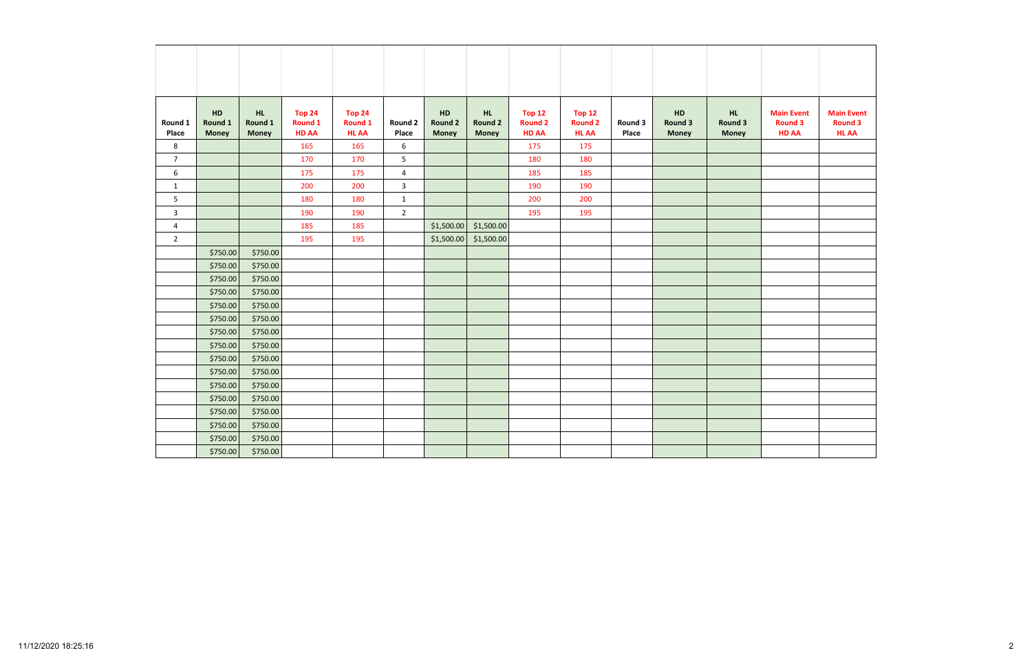| Round 1 Place | HD Round 1 Money | HL Round 1 Money | Top 24 Round 1 HD AA | Top 24 Round 1 HL AA | Round 2 Place | HD Round 2 Money | HL Round 2 Money | Top 12 Round 2 HD AA | Top 12 Round 2 HL AA | Round 3 Place | HD Round 3 Money | HL Round 3 Money | Main Event Round 3 HD AA | Main Event Round 3 HL AA |
|---|---|---|---|---|---|---|---|---|---|---|---|---|---|---|
| 8 | | | 165 | 165 | 6 | | | 175 | 175 | | | | | |
| 7 | | | 170 | 170 | 5 | | | 180 | 180 | | | | | |
| 6 | | | 175 | 175 | 4 | | | 185 | 185 | | | | | |
| 1 | | | 200 | 200 | 3 | | | 190 | 190 | | | | | |
| 5 | | | 180 | 180 | 1 | | | 200 | 200 | | | | | |
| 3 | | | 190 | 190 | 2 | | | 195 | 195 | | | | | |
| 4 | | | 185 | 185 | | $1,500.00 | $1,500.00 | | | | | | | |
| 2 | | | 195 | 195 | | $1,500.00 | $1,500.00 | | | | | | | |
| | $750.00 | $750.00 | | | | | | | | | | | | |
| | $750.00 | $750.00 | | | | | | | | | | | | |
| | $750.00 | $750.00 | | | | | | | | | | | | |
| | $750.00 | $750.00 | | | | | | | | | | | | |
| | $750.00 | $750.00 | | | | | | | | | | | | |
| | $750.00 | $750.00 | | | | | | | | | | | | |
| | $750.00 | $750.00 | | | | | | | | | | | | |
| | $750.00 | $750.00 | | | | | | | | | | | | |
| | $750.00 | $750.00 | | | | | | | | | | | | |
| | $750.00 | $750.00 | | | | | | | | | | | | |
| | $750.00 | $750.00 | | | | | | | | | | | | |
| | $750.00 | $750.00 | | | | | | | | | | | | |
| | $750.00 | $750.00 | | | | | | | | | | | | |
| | $750.00 | $750.00 | | | | | | | | | | | | |
| | $750.00 | $750.00 | | | | | | | | | | | | |
| | $750.00 | $750.00 | | | | | | | | | | | | |

11/12/2020 18:25:16